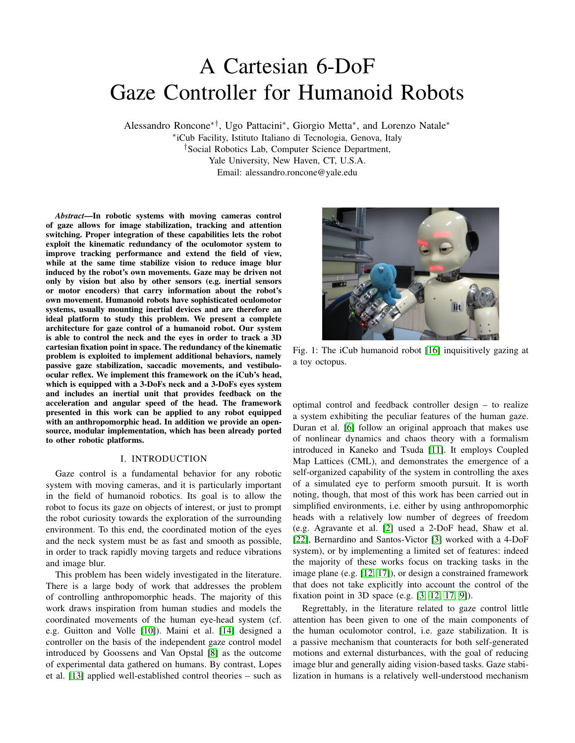# A Cartesian 6-DoF Gaze Controller for Humanoid Robots

Alessandro Roncone*†, Ugo Pattacini*, Giorgio Metta*, and Lorenzo Natale*

*iCub Facility, Istituto Italiano di Tecnologia, Genova, Italy

†Social Robotics Lab, Computer Science Department, Yale University, New Haven, CT, U.S.A.

Email: alessandro.roncone@yale.edu

***Abstract*—In robotic systems with moving cameras control of gaze allows for image stabilization, tracking and attention switching. Proper integration of these capabilities lets the robot exploit the kinematic redundancy of the oculomotor system to improve tracking performance and extend the field of view, while at the same time stabilize vision to reduce image blur induced by the robot's own movements. Gaze may be driven not only by vision but also by other sensors (e.g. inertial sensors or motor encoders) that carry information about the robot's own movement. Humanoid robots have sophisticated oculomotor systems, usually mounting inertial devices and are therefore an ideal platform to study this problem. We present a complete architecture for gaze control of a humanoid robot. Our system is able to control the neck and the eyes in order to track a 3D cartesian fixation point in space. The redundancy of the kinematic problem is exploited to implement additional behaviors, namely passive gaze stabilization, saccadic movements, and vestibulo-ocular reflex. We implement this framework on the iCub's head, which is equipped with a 3-DoFs neck and a 3-DoFs eyes system and includes an inertial unit that provides feedback on the acceleration and angular speed of the head. The framework presented in this work can be applied to any robot equipped with an anthropomorphic head. In addition we provide an open-source, modular implementation, which has been already ported to other robotic platforms.**

## I. INTRODUCTION

Gaze control is a fundamental behavior for any robotic system with moving cameras, and it is particularly important in the field of humanoid robotics. Its goal is to allow the robot to focus its gaze on objects of interest, or just to prompt the robot curiosity towards the exploration of the surrounding environment. To this end, the coordinated motion of the eyes and the neck system must be as fast and smooth as possible, in order to track rapidly moving targets and reduce vibrations and image blur.

This problem has been widely investigated in the literature. There is a large body of work that addresses the problem of controlling anthropomorphic heads. The majority of this work draws inspiration from human studies and models the coordinated movements of the human eye-head system (cf. e.g. Guitton and Volle [10]). Maini et al. [14] designed a controller on the basis of the independent gaze control model introduced by Goossens and Van Opstal [8] as the outcome of experimental data gathered on humans. By contrast, Lopes et al. [13] applied well-established control theories – such as optimal control and feedback controller design – to realize a system exhibiting the peculiar features of the human gaze. Duran et al. [6] follow an original approach that makes use of nonlinear dynamics and chaos theory with a formalism introduced in Kaneko and Tsuda [11]. It employs Coupled Map Lattices (CML), and demonstrates the emergence of a self-organized capability of the system in controlling the axes of a simulated eye to perform smooth pursuit. It is worth noting, though, that most of this work has been carried out in simplified environments, i.e. either by using anthropomorphic heads with a relatively low number of degrees of freedom (e.g. Agravante et al. [2] used a 2-DoF head, Shaw et al. [22], Bernardino and Santos-Victor [3] worked with a 4-DoF system), or by implementing a limited set of features: indeed the majority of these works focus on tracking tasks in the image plane (e.g. [12, 17]), or design a constrained framework that does not take explicitly into account the control of the fixation point in 3D space (e.g. [3, 12, 17, 9]).

Fig. 1: The iCub humanoid robot [16] inquisitively gazing at a toy octopus.

Regrettably, in the literature related to gaze control little attention has been given to one of the main components of the human oculomotor control, i.e. gaze stabilization. It is a passive mechanism that counteracts for both self-generated motions and external disturbances, with the goal of reducing image blur and generally aiding vision-based tasks. Gaze stabilization in humans is a relatively well-understood mechanism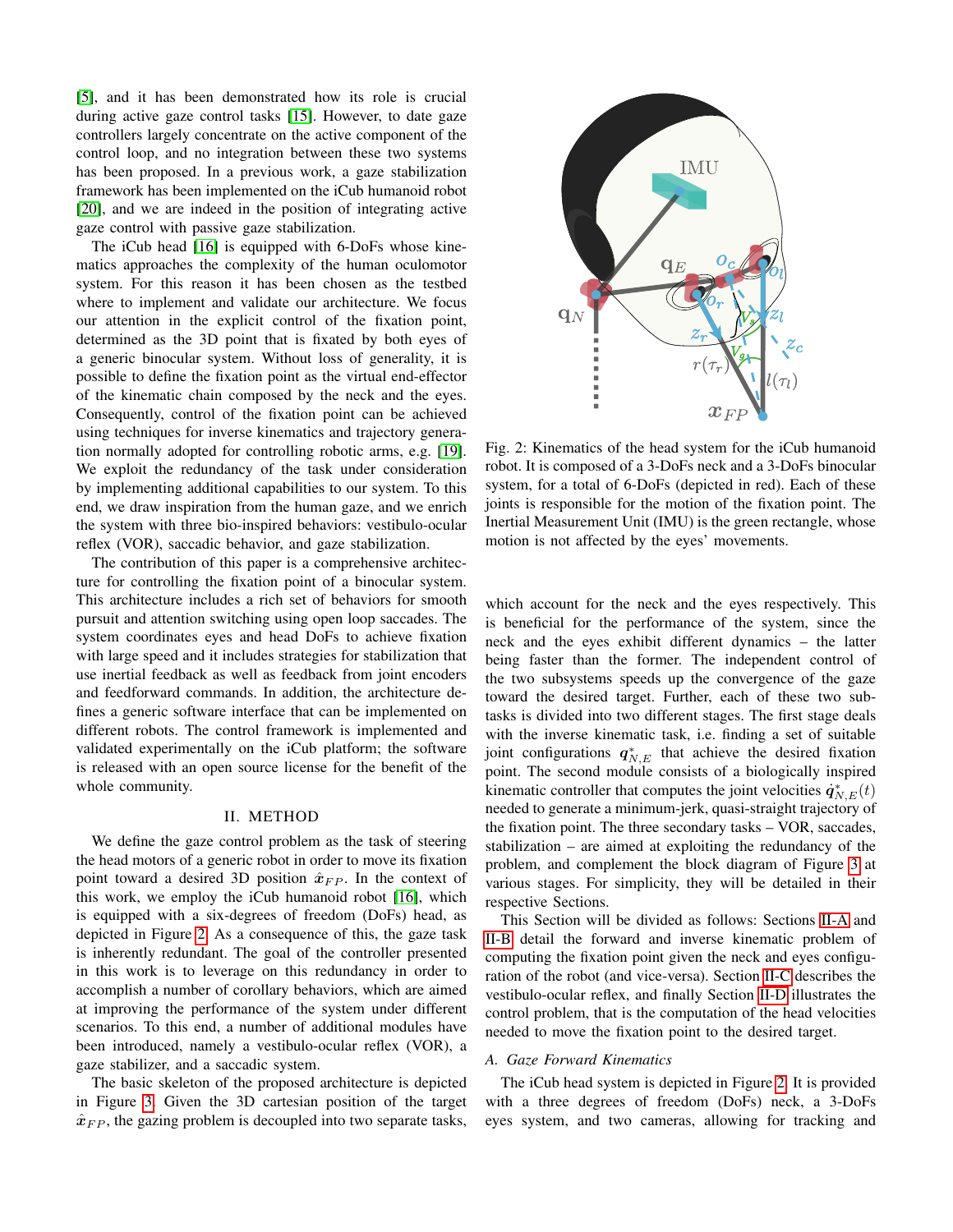[5], and it has been demonstrated how its role is crucial during active gaze control tasks [15]. However, to date gaze controllers largely concentrate on the active component of the control loop, and no integration between these two systems has been proposed. In a previous work, a gaze stabilization framework has been implemented on the iCub humanoid robot [20], and we are indeed in the position of integrating active gaze control with passive gaze stabilization.

The iCub head [16] is equipped with 6-DoFs whose kinematics approaches the complexity of the human oculomotor system. For this reason it has been chosen as the testbed where to implement and validate our architecture. We focus our attention in the explicit control of the fixation point, determined as the 3D point that is fixated by both eyes of a generic binocular system. Without loss of generality, it is possible to define the fixation point as the virtual end-effector of the kinematic chain composed by the neck and the eyes. Consequently, control of the fixation point can be achieved using techniques for inverse kinematics and trajectory generation normally adopted for controlling robotic arms, e.g. [19]. We exploit the redundancy of the task under consideration by implementing additional capabilities to our system. To this end, we draw inspiration from the human gaze, and we enrich the system with three bio-inspired behaviors: vestibulo-ocular reflex (VOR), saccadic behavior, and gaze stabilization.

The contribution of this paper is a comprehensive architecture for controlling the fixation point of a binocular system. This architecture includes a rich set of behaviors for smooth pursuit and attention switching using open loop saccades. The system coordinates eyes and head DoFs to achieve fixation with large speed and it includes strategies for stabilization that use inertial feedback as well as feedback from joint encoders and feedforward commands. In addition, the architecture defines a generic software interface that can be implemented on different robots. The control framework is implemented and validated experimentally on the iCub platform; the software is released with an open source license for the benefit of the whole community.

## II. METHOD

We define the gaze control problem as the task of steering the head motors of a generic robot in order to move its fixation point toward a desired 3D position $\hat{\boldsymbol{x}}_{FP}$. In the context of this work, we employ the iCub humanoid robot [16], which is equipped with a six-degrees of freedom (DoFs) head, as depicted in Figure 2. As a consequence of this, the gaze task is inherently redundant. The goal of the controller presented in this work is to leverage on this redundancy in order to accomplish a number of corollary behaviors, which are aimed at improving the performance of the system under different scenarios. To this end, a number of additional modules have been introduced, namely a vestibulo-ocular reflex (VOR), a gaze stabilizer, and a saccadic system.

The basic skeleton of the proposed architecture is depicted in Figure 3. Given the 3D cartesian position of the target $\hat{\boldsymbol{x}}_{FP}$, the gazing problem is decoupled into two separate tasks, which account for the neck and the eyes respectively. This is beneficial for the performance of the system, since the neck and the eyes exhibit different dynamics – the latter being faster than the former. The independent control of the two subsystems speeds up the convergence of the gaze toward the desired target. Further, each of these two subtasks is divided into two different stages. The first stage deals with the inverse kinematic task, i.e. finding a set of suitable joint configurations $\boldsymbol{q}^*_{N,E}$ that achieve the desired fixation point. The second module consists of a biologically inspired kinematic controller that computes the joint velocities $\dot{\boldsymbol{q}}^*_{N,E}(t)$ needed to generate a minimum-jerk, quasi-straight trajectory of the fixation point. The three secondary tasks – VOR, saccades, stabilization – are aimed at exploiting the redundancy of the problem, and complement the block diagram of Figure 3 at various stages. For simplicity, they will be detailed in their respective Sections.

Fig. 2: Kinematics of the head system for the iCub humanoid robot. It is composed of a 3-DoFs neck and a 3-DoFs binocular system, for a total of 6-DoFs (depicted in red). Each of these joints is responsible for the motion of the fixation point. The Inertial Measurement Unit (IMU) is the green rectangle, whose motion is not affected by the eyes' movements.

This Section will be divided as follows: Sections II-A and II-B detail the forward and inverse kinematic problem of computing the fixation point given the neck and eyes configuration of the robot (and vice-versa). Section II-C describes the vestibulo-ocular reflex, and finally Section II-D illustrates the control problem, that is the computation of the head velocities needed to move the fixation point to the desired target.

### A. Gaze Forward Kinematics

The iCub head system is depicted in Figure 2. It is provided with a three degrees of freedom (DoFs) neck, a 3-DoFs eyes system, and two cameras, allowing for tracking and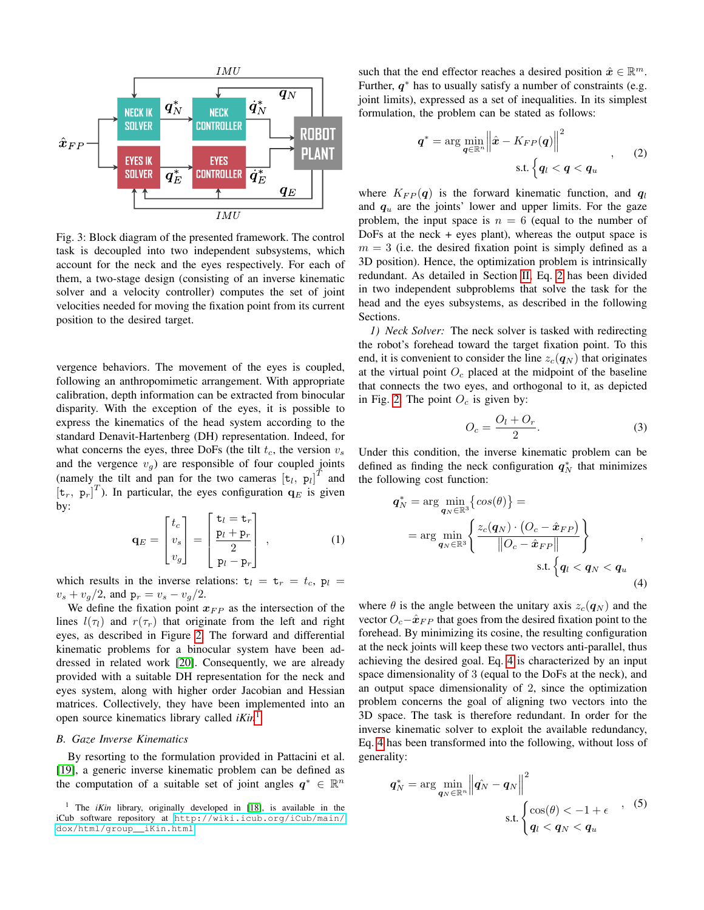Fig. 3: Block diagram of the presented framework. The control task is decoupled into two independent subsystems, which account for the neck and the eyes respectively. For each of them, a two-stage design (consisting of an inverse kinematic solver and a velocity controller) computes the set of joint velocities needed for moving the fixation point from its current position to the desired target.

vergence behaviors. The movement of the eyes is coupled, following an anthropomimetic arrangement. With appropriate calibration, depth information can be extracted from binocular disparity. With the exception of the eyes, it is possible to express the kinematics of the head system according to the standard Denavit-Hartenberg (DH) representation. Indeed, for what concerns the eyes, three DoFs (the tilt $t_c$, the version $v_s$ and the vergence $v_g$) are responsible of four coupled joints (namely the tilt and pan for the two cameras $[\mathtt{t}_l,\ \mathtt{p}_l]^T$ and $[\mathtt{t}_r,\ \mathtt{p}_r]^T$). In particular, the eyes configuration $\mathbf{q}_E$ is given by:

$$\mathbf{q}_E = \begin{bmatrix} t_c \\ v_s \\ v_g \end{bmatrix} = \begin{bmatrix} \mathtt{t}_l = \mathtt{t}_r \\ \dfrac{\mathtt{p}_l + \mathtt{p}_r}{2} \\ \mathtt{p}_l - \mathtt{p}_r \end{bmatrix}, \tag{1}$$

which results in the inverse relations: $\mathtt{t}_l = \mathtt{t}_r = t_c$, $\mathtt{p}_l = v_s + v_g/2$, and $\mathtt{p}_r = v_s - v_g/2$.

We define the fixation point $\boldsymbol{x}_{FP}$ as the intersection of the lines $l(\tau_l)$ and $r(\tau_r)$ that originate from the left and right eyes, as described in Figure 2. The forward and differential kinematic problems for a binocular system have been addressed in related work [20]. Consequently, we are already provided with a suitable DH representation for the neck and eyes system, along with higher order Jacobian and Hessian matrices. Collectively, they have been implemented into an open source kinematics library called *iKin*[1].

### B. Gaze Inverse Kinematics

By resorting to the formulation provided in Pattacini et al. [19], a generic inverse kinematic problem can be defined as the computation of a suitable set of joint angles $\boldsymbol{q}^* \in \mathbb{R}^n$ such that the end effector reaches a desired position $\hat{\boldsymbol{x}} \in \mathbb{R}^m$. Further, $\boldsymbol{q}^*$ has to usually satisfy a number of constraints (e.g. joint limits), expressed as a set of inequalities. In its simplest formulation, the problem can be stated as follows:

$$\boldsymbol{q}^* = \arg\min_{\boldsymbol{q} \in \mathbb{R}^n} \left\| \hat{\boldsymbol{x}} - K_{FP}(\boldsymbol{q}) \right\|^2 \quad \text{s.t.} \left\{ \boldsymbol{q}_l < \boldsymbol{q} < \boldsymbol{q}_u \right. , \tag{2}$$

where $K_{FP}(\boldsymbol{q})$ is the forward kinematic function, and $\boldsymbol{q}_l$ and $\boldsymbol{q}_u$ are the joints' lower and upper limits. For the gaze problem, the input space is $n = 6$ (equal to the number of DoFs at the neck + eyes plant), whereas the output space is $m = 3$ (i.e. the desired fixation point is simply defined as a 3D position). Hence, the optimization problem is intrinsically redundant. As detailed in Section II, Eq. 2 has been divided in two independent subproblems that solve the task for the head and the eyes subsystems, as described in the following Sections.

*1) Neck Solver:* The neck solver is tasked with redirecting the robot's forehead toward the target fixation point. To this end, it is convenient to consider the line $z_c(\boldsymbol{q}_N)$ that originates at the virtual point $O_c$ placed at the midpoint of the baseline that connects the two eyes, and orthogonal to it, as depicted in Fig. 2. The point $O_c$ is given by:

$$O_c = \frac{O_l + O_r}{2}. \tag{3}$$

Under this condition, the inverse kinematic problem can be defined as finding the neck configuration $\boldsymbol{q}_N^*$ that minimizes the following cost function:

$$\begin{aligned} \boldsymbol{q}_N^* &= \arg\min_{\boldsymbol{q}_N \in \mathbb{R}^3} \left\{ cos(\theta) \right\} = \\ &= \arg\min_{\boldsymbol{q}_N \in \mathbb{R}^3} \left\{ \frac{z_c(\boldsymbol{q}_N) \cdot (O_c - \hat{\boldsymbol{x}}_{FP})}{\left\| O_c - \hat{\boldsymbol{x}}_{FP} \right\|} \right\} \\ &\quad \text{s.t.} \left\{ \boldsymbol{q}_l < \boldsymbol{q}_N < \boldsymbol{q}_u \right. \end{aligned} , \tag{4}$$

where $\theta$ is the angle between the unitary axis $z_c(\boldsymbol{q}_N)$ and the vector $O_c - \hat{\boldsymbol{x}}_{FP}$ that goes from the desired fixation point to the forehead. By minimizing its cosine, the resulting configuration at the neck joints will keep these two vectors anti-parallel, thus achieving the desired goal. Eq. 4 is characterized by an input space dimensionality of 3 (equal to the DoFs at the neck), and an output space dimensionality of 2, since the optimization problem concerns the goal of aligning two vectors into the 3D space. The task is therefore redundant. In order for the inverse kinematic solver to exploit the available redundancy, Eq. 4 has been transformed into the following, without loss of generality:

$$\boldsymbol{q}_N^* = \arg\min_{\boldsymbol{q}_N \in \mathbb{R}^n} \left\| \hat{\boldsymbol{q}_N} - \boldsymbol{q}_N \right\|^2 \quad \text{s.t.} \begin{cases} \cos(\theta) < -1 + \epsilon \\ \boldsymbol{q}_l < \boldsymbol{q}_N < \boldsymbol{q}_u \end{cases} , \tag{5}$$

[1] The *iKin* library, originally developed in [18], is available in the iCub software repository at http://wiki.icub.org/iCub/main/dox/html/group__iKin.html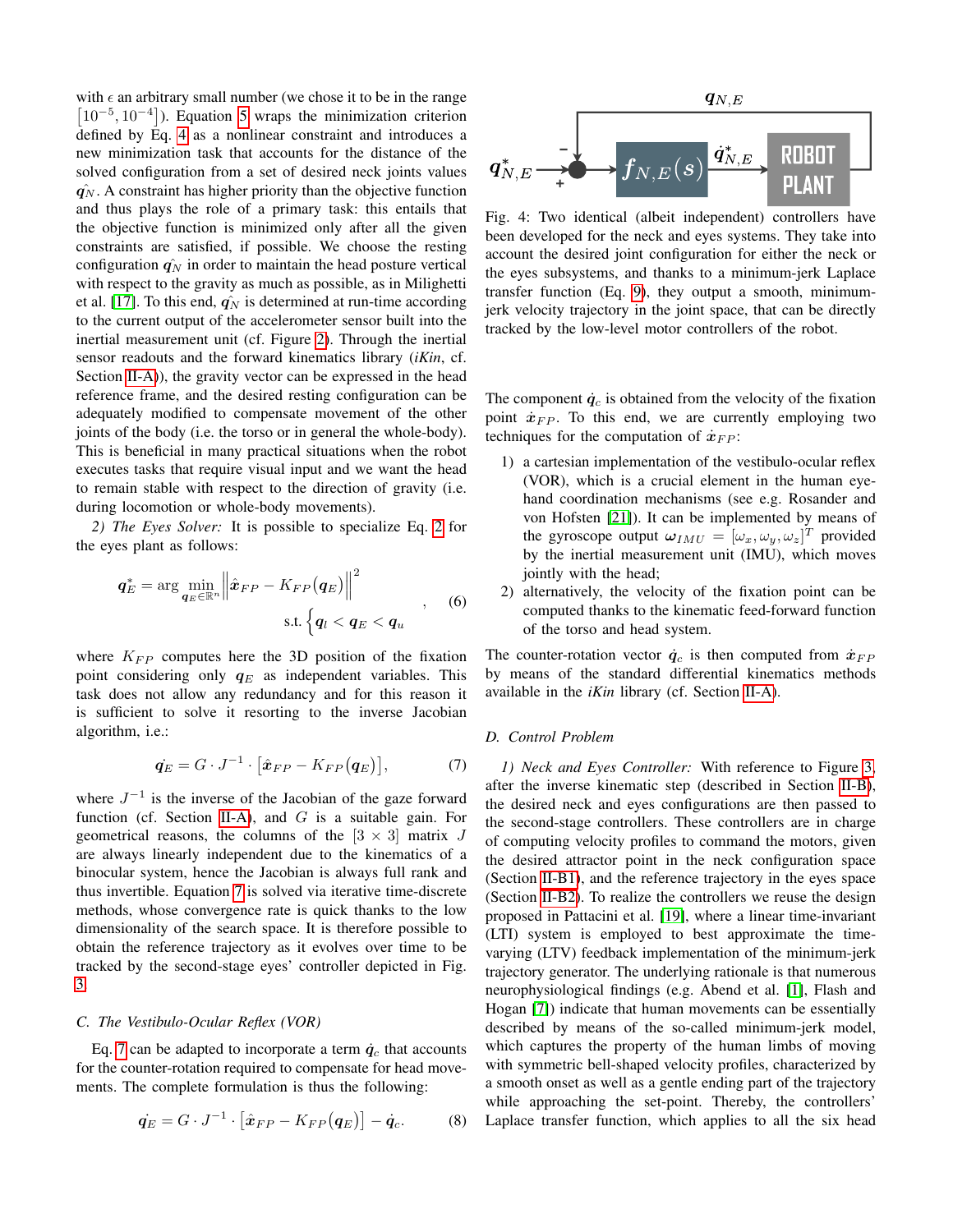with $\epsilon$ an arbitrary small number (we chose it to be in the range $\left[10^{-5}, 10^{-4}\right]$). Equation 5 wraps the minimization criterion defined by Eq. 4 as a nonlinear constraint and introduces a new minimization task that accounts for the distance of the solved configuration from a set of desired neck joints values $\hat{\boldsymbol{q}_N}$. A constraint has higher priority than the objective function and thus plays the role of a primary task: this entails that the objective function is minimized only after all the given constraints are satisfied, if possible. We choose the resting configuration $\hat{\boldsymbol{q}_N}$ in order to maintain the head posture vertical with respect to the gravity as much as possible, as in Milighetti et al. [17]. To this end, $\hat{\boldsymbol{q}_N}$ is determined at run-time according to the current output of the accelerometer sensor built into the inertial measurement unit (cf. Figure 2). Through the inertial sensor readouts and the forward kinematics library (*iKin*, cf. Section II-A)), the gravity vector can be expressed in the head reference frame, and the desired resting configuration can be adequately modified to compensate movement of the other joints of the body (i.e. the torso or in general the whole-body). This is beneficial in many practical situations when the robot executes tasks that require visual input and we want the head to remain stable with respect to the direction of gravity (i.e. during locomotion or whole-body movements).

*2) The Eyes Solver:* It is possible to specialize Eq. 2 for the eyes plant as follows:

$$\boldsymbol{q}_E^* = \arg\min_{\boldsymbol{q}_E \in \mathbb{R}^n} \left\| \hat{\boldsymbol{x}}_{FP} - K_{FP}(\boldsymbol{q}_E) \right\|^2 \quad \text{s.t.} \left\{ \boldsymbol{q}_l < \boldsymbol{q}_E < \boldsymbol{q}_u \right. , \tag{6}$$

where $K_{FP}$ computes here the 3D position of the fixation point considering only $\boldsymbol{q}_E$ as independent variables. This task does not allow any redundancy and for this reason it is sufficient to solve it resorting to the inverse Jacobian algorithm, i.e.:

$$\dot{\boldsymbol{q}_E} = G \cdot J^{-1} \cdot \left[\hat{\boldsymbol{x}}_{FP} - K_{FP}(\boldsymbol{q}_E)\right], \tag{7}$$

where $J^{-1}$ is the inverse of the Jacobian of the gaze forward function (cf. Section II-A), and $G$ is a suitable gain. For geometrical reasons, the columns of the $[3 \times 3]$ matrix $J$ are always linearly independent due to the kinematics of a binocular system, hence the Jacobian is always full rank and thus invertible. Equation 7 is solved via iterative time-discrete methods, whose convergence rate is quick thanks to the low dimensionality of the search space. It is therefore possible to obtain the reference trajectory as it evolves over time to be tracked by the second-stage eyes' controller depicted in Fig. 3.

### C. The Vestibulo-Ocular Reflex (VOR)

Eq. 7 can be adapted to incorporate a term $\dot{\boldsymbol{q}}_c$ that accounts for the counter-rotation required to compensate for head movements. The complete formulation is thus the following:

$$\dot{\boldsymbol{q}_E} = G \cdot J^{-1} \cdot \left[\hat{\boldsymbol{x}}_{FP} - K_{FP}(\boldsymbol{q}_E)\right] - \dot{\boldsymbol{q}}_c. \tag{8}$$

Fig. 4: Two identical (albeit independent) controllers have been developed for the neck and eyes systems. They take into account the desired joint configuration for either the neck or the eyes subsystems, and thanks to a minimum-jerk Laplace transfer function (Eq. 9), they output a smooth, minimum-jerk velocity trajectory in the joint space, that can be directly tracked by the low-level motor controllers of the robot.

The component $\dot{\boldsymbol{q}}_c$ is obtained from the velocity of the fixation point $\dot{\boldsymbol{x}}_{FP}$. To this end, we are currently employing two techniques for the computation of $\dot{\boldsymbol{x}}_{FP}$:

1) a cartesian implementation of the vestibulo-ocular reflex (VOR), which is a crucial element in the human eye-hand coordination mechanisms (see e.g. Rosander and von Hofsten [21]). It can be implemented by means of the gyroscope output $\boldsymbol{\omega}_{IMU} = [\omega_x, \omega_y, \omega_z]^T$ provided by the inertial measurement unit (IMU), which moves jointly with the head;
2) alternatively, the velocity of the fixation point can be computed thanks to the kinematic feed-forward function of the torso and head system.

The counter-rotation vector $\dot{\boldsymbol{q}}_c$ is then computed from $\dot{\boldsymbol{x}}_{FP}$ by means of the standard differential kinematics methods available in the *iKin* library (cf. Section II-A).

### D. Control Problem

*1) Neck and Eyes Controller:* With reference to Figure 3, after the inverse kinematic step (described in Section II-B), the desired neck and eyes configurations are then passed to the second-stage controllers. These controllers are in charge of computing velocity profiles to command the motors, given the desired attractor point in the neck configuration space (Section II-B1), and the reference trajectory in the eyes space (Section II-B2). To realize the controllers we reuse the design proposed in Pattacini et al. [19], where a linear time-invariant (LTI) system is employed to best approximate the time-varying (LTV) feedback implementation of the minimum-jerk trajectory generator. The underlying rationale is that numerous neurophysiological findings (e.g. Abend et al. [1], Flash and Hogan [7]) indicate that human movements can be essentially described by means of the so-called minimum-jerk model, which captures the property of the human limbs of moving with symmetric bell-shaped velocity profiles, characterized by a smooth onset as well as a gentle ending part of the trajectory while approaching the set-point. Thereby, the controllers' Laplace transfer function, which applies to all the six head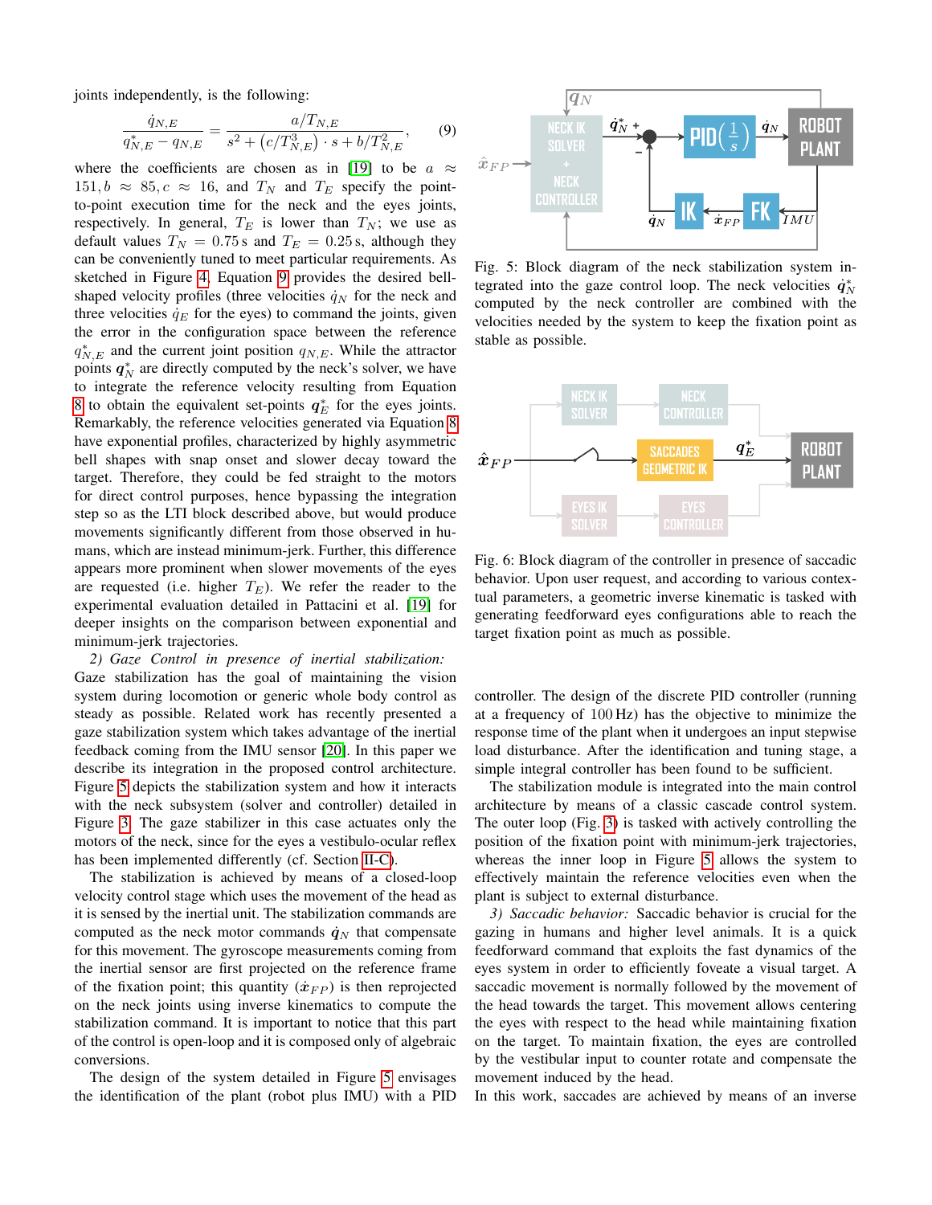joints independently, is the following:

$$\frac{\dot{q}_{N,E}}{q^*_{N,E} - q_{N,E}} = \frac{a/T_{N,E}}{s^2 + (c/T^3_{N,E}) \cdot s + b/T^2_{N,E}}, \quad (9)$$

where the coefficients are chosen as in [19] to be $a \approx 151, b \approx 85, c \approx 16$, and $T_N$ and $T_E$ specify the point-to-point execution time for the neck and the eyes joints, respectively. In general, $T_E$ is lower than $T_N$; we use as default values $T_N = 0.75\,\mathrm{s}$ and $T_E = 0.25\,\mathrm{s}$, although they can be conveniently tuned to meet particular requirements. As sketched in Figure 4, Equation 9 provides the desired bell-shaped velocity profiles (three velocities $\dot{q}_N$ for the neck and three velocities $\dot{q}_E$ for the eyes) to command the joints, given the error in the configuration space between the reference $q^*_{N,E}$ and the current joint position $q_{N,E}$. While the attractor points $\boldsymbol{q}^*_N$ are directly computed by the neck's solver, we have to integrate the reference velocity resulting from Equation 8 to obtain the equivalent set-points $\boldsymbol{q}^*_E$ for the eyes joints. Remarkably, the reference velocities generated via Equation 8 have exponential profiles, characterized by highly asymmetric bell shapes with snap onset and slower decay toward the target. Therefore, they could be fed straight to the motors for direct control purposes, hence bypassing the integration step so as the LTI block described above, but would produce movements significantly different from those observed in humans, which are instead minimum-jerk. Further, this difference appears more prominent when slower movements of the eyes are requested (i.e. higher $T_E$). We refer the reader to the experimental evaluation detailed in Pattacini et al. [19] for deeper insights on the comparison between exponential and minimum-jerk trajectories.

*2) Gaze Control in presence of inertial stabilization:* Gaze stabilization has the goal of maintaining the vision system during locomotion or generic whole body control as steady as possible. Related work has recently presented a gaze stabilization system which takes advantage of the inertial feedback coming from the IMU sensor [20]. In this paper we describe its integration in the proposed control architecture. Figure 5 depicts the stabilization system and how it interacts with the neck subsystem (solver and controller) detailed in Figure 3. The gaze stabilizer in this case actuates only the motors of the neck, since for the eyes a vestibulo-ocular reflex has been implemented differently (cf. Section II-C).

The stabilization is achieved by means of a closed-loop velocity control stage which uses the movement of the head as it is sensed by the inertial unit. The stabilization commands are computed as the neck motor commands $\dot{\boldsymbol{q}}_N$ that compensate for this movement. The gyroscope measurements coming from the inertial sensor are first projected on the reference frame of the fixation point; this quantity ($\dot{\boldsymbol{x}}_{FP}$) is then reprojected on the neck joints using inverse kinematics to compute the stabilization command. It is important to notice that this part of the control is open-loop and it is composed only of algebraic conversions.

The design of the system detailed in Figure 5 envisages the identification of the plant (robot plus IMU) with a PID controller. The design of the discrete PID controller (running at a frequency of 100 Hz) has the objective to minimize the response time of the plant when it undergoes an input stepwise load disturbance. After the identification and tuning stage, a simple integral controller has been found to be sufficient.

The stabilization module is integrated into the main control architecture by means of a classic cascade control system. The outer loop (Fig. 3) is tasked with actively controlling the position of the fixation point with minimum-jerk trajectories, whereas the inner loop in Figure 5 allows the system to effectively maintain the reference velocities even when the plant is subject to external disturbance.

Fig. 5: Block diagram of the neck stabilization system integrated into the gaze control loop. The neck velocities $\dot{\boldsymbol{q}}^*_N$ computed by the neck controller are combined with the velocities needed by the system to keep the fixation point as stable as possible.

Fig. 6: Block diagram of the controller in presence of saccadic behavior. Upon user request, and according to various contextual parameters, a geometric inverse kinematic is tasked with generating feedforward eyes configurations able to reach the target fixation point as much as possible.

*3) Saccadic behavior:* Saccadic behavior is crucial for the gazing in humans and higher level animals. It is a quick feedforward command that exploits the fast dynamics of the eyes system in order to efficiently foveate a visual target. A saccadic movement is normally followed by the movement of the head towards the target. This movement allows centering the eyes with respect to the head while maintaining fixation on the target. To maintain fixation, the eyes are controlled by the vestibular input to counter rotate and compensate the movement induced by the head.

In this work, saccades are achieved by means of an inverse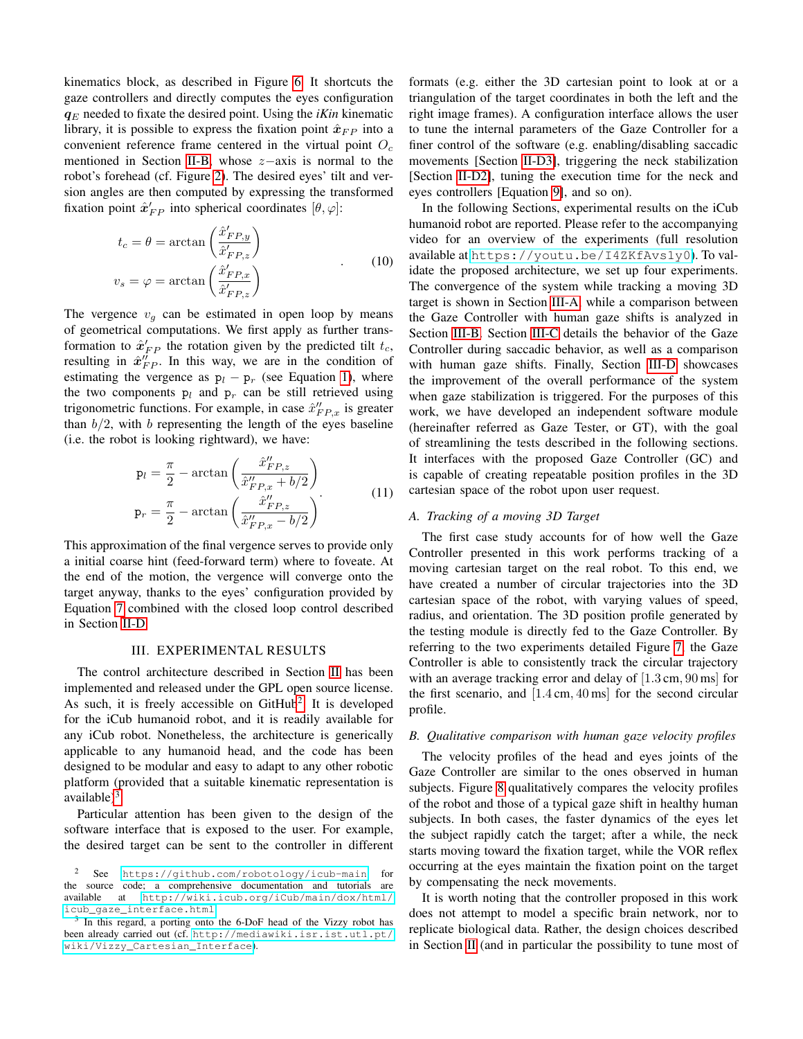kinematics block, as described in Figure 6. It shortcuts the gaze controllers and directly computes the eyes configuration $\boldsymbol{q}_E$ needed to fixate the desired point. Using the *iKin* kinematic library, it is possible to express the fixation point $\hat{\boldsymbol{x}}_{FP}$ into a convenient reference frame centered in the virtual point $O_c$ mentioned in Section II-B, whose $z-$axis is normal to the robot's forehead (cf. Figure 2). The desired eyes' tilt and version angles are then computed by expressing the transformed fixation point $\hat{\boldsymbol{x}}'_{FP}$ into spherical coordinates $[\theta, \varphi]$:

$$
\begin{aligned}
t_c = \theta &= \arctan\left(\frac{\hat{x}'_{FP,y}}{\hat{x}'_{FP,z}}\right) \\
v_s = \varphi &= \arctan\left(\frac{\hat{x}'_{FP,x}}{\hat{x}'_{FP,z}}\right)
\end{aligned}
\quad . \tag{10}
$$

The vergence $v_g$ can be estimated in open loop by means of geometrical computations. We first apply as further transformation to $\hat{\boldsymbol{x}}'_{FP}$ the rotation given by the predicted tilt $t_c$, resulting in $\hat{\boldsymbol{x}}''_{FP}$. In this way, we are in the condition of estimating the vergence as $\mathrm{p}_l - \mathrm{p}_r$ (see Equation 1), where the two components $\mathrm{p}_l$ and $\mathrm{p}_r$ can be still retrieved using trigonometric functions. For example, in case $\hat{x}''_{FP,x}$ is greater than $b/2$, with $b$ representing the length of the eyes baseline (i.e. the robot is looking rightward), we have:

$$
\begin{aligned}
\mathrm{p}_l &= \frac{\pi}{2} - \arctan\left(\frac{\hat{x}''_{FP,z}}{\hat{x}''_{FP,x} + b/2}\right) \\
\mathrm{p}_r &= \frac{\pi}{2} - \arctan\left(\frac{\hat{x}''_{FP,z}}{\hat{x}''_{FP,x} - b/2}\right)
\end{aligned}
. \tag{11}
$$

This approximation of the final vergence serves to provide only a initial coarse hint (feed-forward term) where to foveate. At the end of the motion, the vergence will converge onto the target anyway, thanks to the eyes' configuration provided by Equation 7 combined with the closed loop control described in Section II-D.

## III. EXPERIMENTAL RESULTS

The control architecture described in Section II has been implemented and released under the GPL open source license. As such, it is freely accessible on GitHub[2]. It is developed for the iCub humanoid robot, and it is readily available for any iCub robot. Nonetheless, the architecture is generically applicable to any humanoid head, and the code has been designed to be modular and easy to adapt to any other robotic platform (provided that a suitable kinematic representation is available)[3].

Particular attention has been given to the design of the software interface that is exposed to the user. For example, the desired target can be sent to the controller in different formats (e.g. either the 3D cartesian point to look at or a triangulation of the target coordinates in both the left and the right image frames). A configuration interface allows the user to tune the internal parameters of the Gaze Controller for a finer control of the software (e.g. enabling/disabling saccadic movements [Section II-D3], triggering the neck stabilization [Section II-D2], tuning the execution time for the neck and eyes controllers [Equation 9], and so on).

In the following Sections, experimental results on the iCub humanoid robot are reported. Please refer to the accompanying video for an overview of the experiments (full resolution available at `https://youtu.be/I4ZKfAvs1y0`). To validate the proposed architecture, we set up four experiments. The convergence of the system while tracking a moving 3D target is shown in Section III-A, while a comparison between the Gaze Controller with human gaze shifts is analyzed in Section III-B. Section III-C details the behavior of the Gaze Controller during saccadic behavior, as well as a comparison with human gaze shifts. Finally, Section III-D showcases the improvement of the overall performance of the system when gaze stabilization is triggered. For the purposes of this work, we have developed an independent software module (hereinafter referred as Gaze Tester, or GT), with the goal of streamlining the tests described in the following sections. It interfaces with the proposed Gaze Controller (GC) and is capable of creating repeatable position profiles in the 3D cartesian space of the robot upon user request.

### A. Tracking of a moving 3D Target

The first case study accounts for of how well the Gaze Controller presented in this work performs tracking of a moving cartesian target on the real robot. To this end, we have created a number of circular trajectories into the 3D cartesian space of the robot, with varying values of speed, radius, and orientation. The 3D position profile generated by the testing module is directly fed to the Gaze Controller. By referring to the two experiments detailed Figure 7, the Gaze Controller is able to consistently track the circular trajectory with an average tracking error and delay of $[1.3\,\mathrm{cm}, 90\,\mathrm{ms}]$ for the first scenario, and $[1.4\,\mathrm{cm}, 40\,\mathrm{ms}]$ for the second circular profile.

### B. Qualitative comparison with human gaze velocity profiles

The velocity profiles of the head and eyes joints of the Gaze Controller are similar to the ones observed in human subjects. Figure 8 qualitatively compares the velocity profiles of the robot and those of a typical gaze shift in healthy human subjects. In both cases, the faster dynamics of the eyes let the subject rapidly catch the target; after a while, the neck starts moving toward the fixation target, while the VOR reflex occurring at the eyes maintain the fixation point on the target by compensating the neck movements.

It is worth noting that the controller proposed in this work does not attempt to model a specific brain network, nor to replicate biological data. Rather, the design choices described in Section II (and in particular the possibility to tune most of

---

[2] See `https://github.com/robotology/icub-main` for the source code; a comprehensive documentation and tutorials are available at `http://wiki.icub.org/iCub/main/dox/html/icub_gaze_interface.html`.

[3] In this regard, a porting onto the 6-DoF head of the Vizzy robot has been already carried out (cf. `http://mediawiki.isr.ist.utl.pt/wiki/Vizzy_Cartesian_Interface`).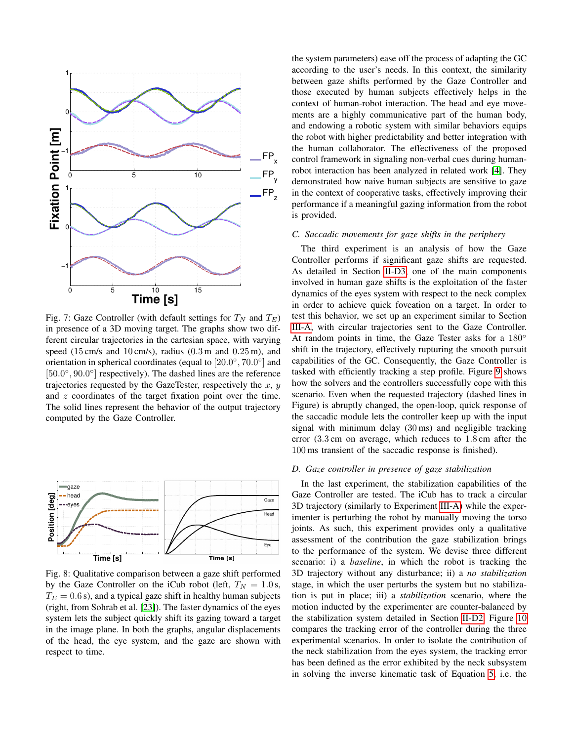Fig. 7: Gaze Controller (with default settings for $T_N$ and $T_E$) in presence of a 3D moving target. The graphs show two different circular trajectories in the cartesian space, with varying speed (15 cm/s and 10 cm/s), radius (0.3 m and 0.25 m), and orientation in spherical coordinates (equal to $[20.0°, 70.0°]$ and $[50.0°, 90.0°]$ respectively). The dashed lines are the reference trajectories requested by the GazeTester, respectively the $x$, $y$ and $z$ coordinates of the target fixation point over the time. The solid lines represent the behavior of the output trajectory computed by the Gaze Controller.

Fig. 8: Qualitative comparison between a gaze shift performed by the Gaze Controller on the iCub robot (left, $T_N = 1.0$ s, $T_E = 0.6$ s), and a typical gaze shift in healthy human subjects (right, from Sohrab et al. [23]). The faster dynamics of the eyes system lets the subject quickly shift its gazing toward a target in the image plane. In both the graphs, angular displacements of the head, the eye system, and the gaze are shown with respect to time.

the system parameters) ease off the process of adapting the GC according to the user's needs. In this context, the similarity between gaze shifts performed by the Gaze Controller and those executed by human subjects effectively helps in the context of human-robot interaction. The head and eye movements are a highly communicative part of the human body, and endowing a robotic system with similar behaviors equips the robot with higher predictability and better integration with the human collaborator. The effectiveness of the proposed control framework in signaling non-verbal cues during human-robot interaction has been analyzed in related work [4]. They demonstrated how naive human subjects are sensitive to gaze in the context of cooperative tasks, effectively improving their performance if a meaningful gazing information from the robot is provided.

### C. Saccadic movements for gaze shifts in the periphery

The third experiment is an analysis of how the Gaze Controller performs if significant gaze shifts are requested. As detailed in Section II-D3, one of the main components involved in human gaze shifts is the exploitation of the faster dynamics of the eyes system with respect to the neck complex in order to achieve quick foveation on a target. In order to test this behavior, we set up an experiment similar to Section III-A, with circular trajectories sent to the Gaze Controller. At random points in time, the Gaze Tester asks for a $180°$ shift in the trajectory, effectively rupturing the smooth pursuit capabilities of the GC. Consequently, the Gaze Controller is tasked with efficiently tracking a step profile. Figure 9 shows how the solvers and the controllers successfully cope with this scenario. Even when the requested trajectory (dashed lines in Figure) is abruptly changed, the open-loop, quick response of the saccadic module lets the controller keep up with the input signal with minimum delay (30 ms) and negligible tracking error (3.3 cm on average, which reduces to 1.8 cm after the 100 ms transient of the saccadic response is finished).

### D. Gaze controller in presence of gaze stabilization

In the last experiment, the stabilization capabilities of the Gaze Controller are tested. The iCub has to track a circular 3D trajectory (similarly to Experiment III-A) while the experimenter is perturbing the robot by manually moving the torso joints. As such, this experiment provides only a qualitative assessment of the contribution the gaze stabilization brings to the performance of the system. We devise three different scenario: i) a *baseline*, in which the robot is tracking the 3D trajectory without any disturbance; ii) a *no stabilization* stage, in which the user perturbs the system but no stabilization is put in place; iii) a *stabilization* scenario, where the motion inducted by the experimenter are counter-balanced by the stabilization system detailed in Section II-D2. Figure 10 compares the tracking error of the controller during the three experimental scenarios. In order to isolate the contribution of the neck stabilization from the eyes system, the tracking error has been defined as the error exhibited by the neck subsystem in solving the inverse kinematic task of Equation 5, i.e. the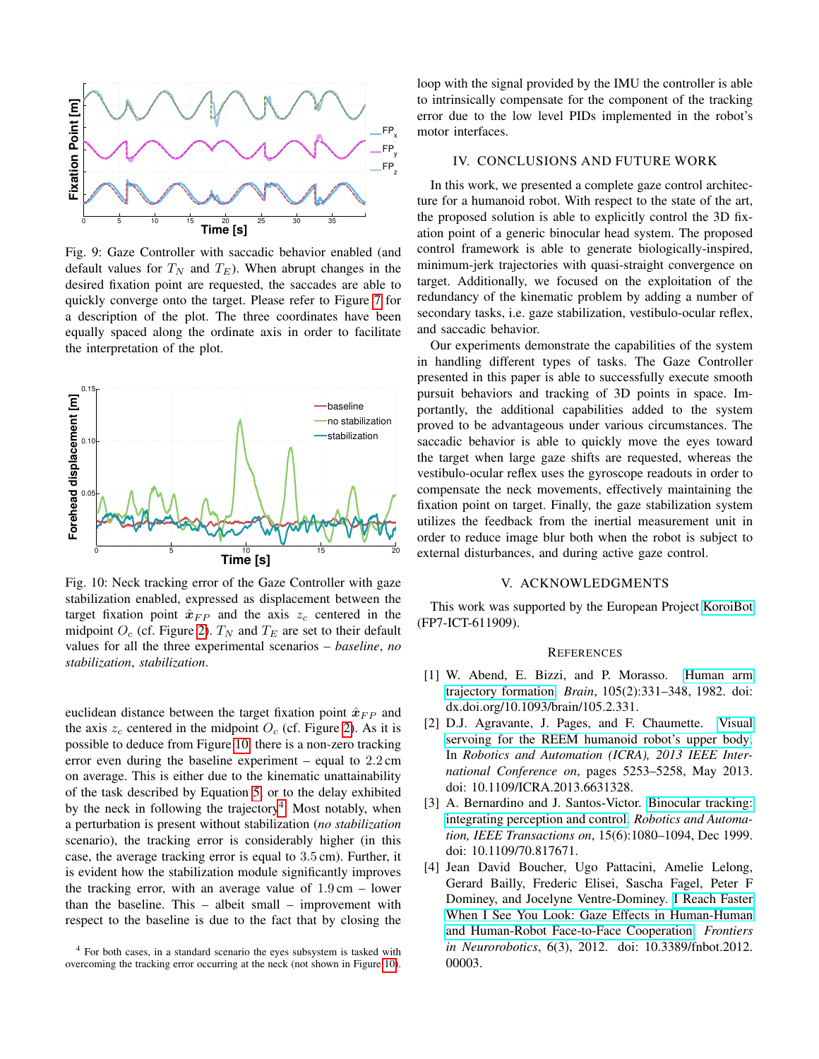Fig. 9: Gaze Controller with saccadic behavior enabled (and default values for $T_N$ and $T_E$). When abrupt changes in the desired fixation point are requested, the saccades are able to quickly converge onto the target. Please refer to Figure 7 for a description of the plot. The three coordinates have been equally spaced along the ordinate axis in order to facilitate the interpretation of the plot.

Fig. 10: Neck tracking error of the Gaze Controller with gaze stabilization enabled, expressed as displacement between the target fixation point $\hat{\boldsymbol{x}}_{FP}$ and the axis $z_c$ centered in the midpoint $O_c$ (cf. Figure 2). $T_N$ and $T_E$ are set to their default values for all the three experimental scenarios – *baseline*, *no stabilization*, *stabilization*.

euclidean distance between the target fixation point $\hat{\boldsymbol{x}}_{FP}$ and the axis $z_c$ centered in the midpoint $O_c$ (cf. Figure 2). As it is possible to deduce from Figure 10, there is a non-zero tracking error even during the baseline experiment – equal to 2.2 cm on average. This is either due to the kinematic unattainability of the task described by Equation 5, or to the delay exhibited by the neck in following the trajectory[4]. Most notably, when a perturbation is present without stabilization (*no stabilization* scenario), the tracking error is considerably higher (in this case, the average tracking error is equal to 3.5 cm). Further, it is evident how the stabilization module significantly improves the tracking error, with an average value of 1.9 cm – lower than the baseline. This – albeit small – improvement with respect to the baseline is due to the fact that by closing the loop with the signal provided by the IMU the controller is able to intrinsically compensate for the component of the tracking error due to the low level PIDs implemented in the robot's motor interfaces.

[4] For both cases, in a standard scenario the eyes subsystem is tasked with overcoming the tracking error occurring at the neck (not shown in Figure 10).

## IV. CONCLUSIONS AND FUTURE WORK

In this work, we presented a complete gaze control architecture for a humanoid robot. With respect to the state of the art, the proposed solution is able to explicitly control the 3D fixation point of a generic binocular head system. The proposed control framework is able to generate biologically-inspired, minimum-jerk trajectories with quasi-straight convergence on target. Additionally, we focused on the exploitation of the redundancy of the kinematic problem by adding a number of secondary tasks, i.e. gaze stabilization, vestibulo-ocular reflex, and saccadic behavior.

Our experiments demonstrate the capabilities of the system in handling different types of tasks. The Gaze Controller presented in this paper is able to successfully execute smooth pursuit behaviors and tracking of 3D points in space. Importantly, the additional capabilities added to the system proved to be advantageous under various circumstances. The saccadic behavior is able to quickly move the eyes toward the target when large gaze shifts are requested, whereas the vestibulo-ocular reflex uses the gyroscope readouts in order to compensate the neck movements, effectively maintaining the fixation point on target. Finally, the gaze stabilization system utilizes the feedback from the inertial measurement unit in order to reduce image blur both when the robot is subject to external disturbances, and during active gaze control.

## V. ACKNOWLEDGMENTS

This work was supported by the European Project KoroiBot (FP7-ICT-611909).

## REFERENCES

[1] W. Abend, E. Bizzi, and P. Morasso. Human arm trajectory formation. *Brain*, 105(2):331–348, 1982. doi: dx.doi.org/10.1093/brain/105.2.331.

[2] D.J. Agravante, J. Pages, and F. Chaumette. Visual servoing for the REEM humanoid robot's upper body. In *Robotics and Automation (ICRA), 2013 IEEE International Conference on*, pages 5253–5258, May 2013. doi: 10.1109/ICRA.2013.6631328.

[3] A. Bernardino and J. Santos-Victor. Binocular tracking: integrating perception and control. *Robotics and Automation, IEEE Transactions on*, 15(6):1080–1094, Dec 1999. doi: 10.1109/70.817671.

[4] Jean David Boucher, Ugo Pattacini, Amelie Lelong, Gerard Bailly, Frederic Elisei, Sascha Fagel, Peter F Dominey, and Jocelyne Ventre-Dominey. I Reach Faster When I See You Look: Gaze Effects in Human-Human and Human-Robot Face-to-Face Cooperation. *Frontiers in Neurorobotics*, 6(3), 2012. doi: 10.3389/fnbot.2012.00003.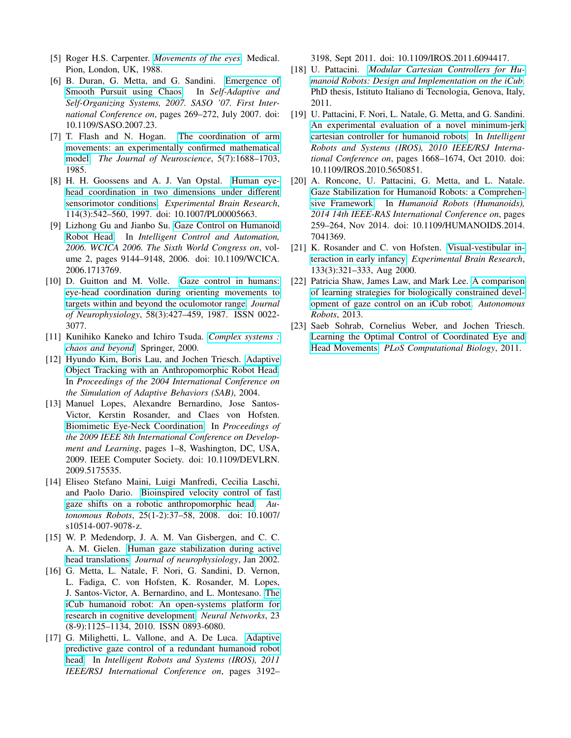[5] Roger H.S. Carpenter. *Movements of the eyes*. Medical. Pion, London, UK, 1988.

[6] B. Duran, G. Metta, and G. Sandini. Emergence of Smooth Pursuit using Chaos. In *Self-Adaptive and Self-Organizing Systems, 2007. SASO '07. First International Conference on*, pages 269–272, July 2007. doi: 10.1109/SASO.2007.23.

[7] T. Flash and N. Hogan. The coordination of arm movements: an experimentally confirmed mathematical model. *The Journal of Neuroscience*, 5(7):1688–1703, 1985.

[8] H. H. Goossens and A. J. Van Opstal. Human eye-head coordination in two dimensions under different sensorimotor conditions. *Experimental Brain Research*, 114(3):542–560, 1997. doi: 10.1007/PL00005663.

[9] Lizhong Gu and Jianbo Su. Gaze Control on Humanoid Robot Head. In *Intelligent Control and Automation, 2006. WCICA 2006. The Sixth World Congress on*, volume 2, pages 9144–9148, 2006. doi: 10.1109/WCICA.2006.1713769.

[10] D. Guitton and M. Volle. Gaze control in humans: eye-head coordination during orienting movements to targets within and beyond the oculomotor range. *Journal of Neurophysiology*, 58(3):427–459, 1987. ISSN 0022-3077.

[11] Kunihiko Kaneko and Ichiro Tsuda. *Complex systems : chaos and beyond*. Springer, 2000.

[12] Hyundo Kim, Boris Lau, and Jochen Triesch. Adaptive Object Tracking with an Anthropomorphic Robot Head. In *Proceedings of the 2004 International Conference on the Simulation of Adaptive Behaviors (SAB)*, 2004.

[13] Manuel Lopes, Alexandre Bernardino, Jose Santos-Victor, Kerstin Rosander, and Claes von Hofsten. Biomimetic Eye-Neck Coordination. In *Proceedings of the 2009 IEEE 8th International Conference on Development and Learning*, pages 1–8, Washington, DC, USA, 2009. IEEE Computer Society. doi: 10.1109/DEVLRN.2009.5175535.

[14] Eliseo Stefano Maini, Luigi Manfredi, Cecilia Laschi, and Paolo Dario. Bioinspired velocity control of fast gaze shifts on a robotic anthropomorphic head. *Autonomous Robots*, 25(1-2):37–58, 2008. doi: 10.1007/s10514-007-9078-z.

[15] W. P. Medendorp, J. A. M. Van Gisbergen, and C. C. A. M. Gielen. Human gaze stabilization during active head translations. *Journal of neurophysiology*, Jan 2002.

[16] G. Metta, L. Natale, F. Nori, G. Sandini, D. Vernon, L. Fadiga, C. von Hofsten, K. Rosander, M. Lopes, J. Santos-Victor, A. Bernardino, and L. Montesano. The iCub humanoid robot: An open-systems platform for research in cognitive development. *Neural Networks*, 23 (8-9):1125–1134, 2010. ISSN 0893-6080.

[17] G. Milighetti, L. Vallone, and A. De Luca. Adaptive predictive gaze control of a redundant humanoid robot head. In *Intelligent Robots and Systems (IROS), 2011 IEEE/RSJ International Conference on*, pages 3192–3198, Sept 2011. doi: 10.1109/IROS.2011.6094417.

[18] U. Pattacini. *Modular Cartesian Controllers for Humanoid Robots: Design and Implementation on the iCub*. PhD thesis, Istituto Italiano di Tecnologia, Genova, Italy, 2011.

[19] U. Pattacini, F. Nori, L. Natale, G. Metta, and G. Sandini. An experimental evaluation of a novel minimum-jerk cartesian controller for humanoid robots. In *Intelligent Robots and Systems (IROS), 2010 IEEE/RSJ International Conference on*, pages 1668–1674, Oct 2010. doi: 10.1109/IROS.2010.5650851.

[20] A. Roncone, U. Pattacini, G. Metta, and L. Natale. Gaze Stabilization for Humanoid Robots: a Comprehensive Framework. In *Humanoid Robots (Humanoids), 2014 14th IEEE-RAS International Conference on*, pages 259–264, Nov 2014. doi: 10.1109/HUMANOIDS.2014.7041369.

[21] K. Rosander and C. von Hofsten. Visual-vestibular interaction in early infancy. *Experimental Brain Research*, 133(3):321–333, Aug 2000.

[22] Patricia Shaw, James Law, and Mark Lee. A comparison of learning strategies for biologically constrained development of gaze control on an iCub robot. *Autonomous Robots*, 2013.

[23] Saeb Sohrab, Cornelius Weber, and Jochen Triesch. Learning the Optimal Control of Coordinated Eye and Head Movements. *PLoS Computational Biology*, 2011.